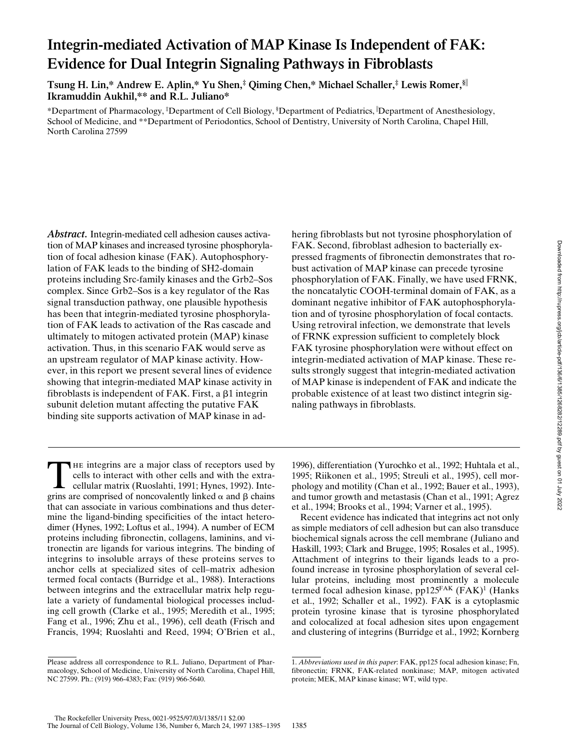# Integrin-mediated Activation of MAP Kinase Is Independent of FAK: Evidence for Dual Integrin Signaling Pathways in Fibroblasts

**Tsung H. Lin,\* Andrew E. Aplin,\* Yu Shen,‡ Qiming Chen,\* Michael Schaller,‡ Lewis Romer,§‖ Ikramuddin Aukhil,\*\* and R.L. Juliano\***

\*Department of Pharmacology, ‡Department of Cell Biology, §Department of Pediatrics, ‖Department of Anesthesiology, School of Medicine, and \*\*Department of Periodontics, School of Dentistry, University of North Carolina, Chapel Hill, North Carolina 27599

***Abstract.*** Integrin-mediated cell adhesion causes activation of MAP kinases and increased tyrosine phosphorylation of focal adhesion kinase (FAK). Autophosphorylation of FAK leads to the binding of SH2-domain proteins including Src-family kinases and the Grb2–Sos complex. Since Grb2–Sos is a key regulator of the Ras signal transduction pathway, one plausible hypothesis has been that integrin-mediated tyrosine phosphorylation of FAK leads to activation of the Ras cascade and ultimately to mitogen activated protein (MAP) kinase activation. Thus, in this scenario FAK would serve as an upstream regulator of MAP kinase activity. However, in this report we present several lines of evidence showing that integrin-mediated MAP kinase activity in fibroblasts is independent of FAK. First, a β1 integrin subunit deletion mutant affecting the putative FAK binding site supports activation of MAP kinase in adhering fibroblasts but not tyrosine phosphorylation of FAK. Second, fibroblast adhesion to bacterially expressed fragments of fibronectin demonstrates that robust activation of MAP kinase can precede tyrosine phosphorylation of FAK. Finally, we have used FRNK, the noncatalytic COOH-terminal domain of FAK, as a dominant negative inhibitor of FAK autophosphorylation and of tyrosine phosphorylation of focal contacts. Using retroviral infection, we demonstrate that levels of FRNK expression sufficient to completely block FAK tyrosine phosphorylation were without effect on integrin-mediated activation of MAP kinase. These results strongly suggest that integrin-mediated activation of MAP kinase is independent of FAK and indicate the probable existence of at least two distinct integrin signaling pathways in fibroblasts.

The integrins are a major class of receptors used by cells to interact with other cells and with the extracellular matrix (Ruoslahti, 1991; Hynes, 1992). Integrins are comprised of noncovalently linked α and β chains that can associate in various combinations and thus determine the ligand-binding specificities of the intact heterodimer (Hynes, 1992; Loftus et al., 1994). A number of ECM proteins including fibronectin, collagens, laminins, and vitronectin are ligands for various integrins. The binding of integrins to insoluble arrays of these proteins serves to anchor cells at specialized sites of cell–matrix adhesion termed focal contacts (Burridge et al., 1988). Interactions between integrins and the extracellular matrix help regulate a variety of fundamental biological processes including cell growth (Clarke et al., 1995; Meredith et al., 1995; Fang et al., 1996; Zhu et al., 1996), cell death (Frisch and Francis, 1994; Ruoslahti and Reed, 1994; O'Brien et al., 1996), differentiation (Yurochko et al., 1992; Huhtala et al., 1995; Riikonen et al., 1995; Streuli et al., 1995), cell morphology and motility (Chan et al., 1992; Bauer et al., 1993), and tumor growth and metastasis (Chan et al., 1991; Agrez et al., 1994; Brooks et al., 1994; Varner et al., 1995).

Recent evidence has indicated that integrins act not only as simple mediators of cell adhesion but can also transduce biochemical signals across the cell membrane (Juliano and Haskill, 1993; Clark and Brugge, 1995; Rosales et al., 1995). Attachment of integrins to their ligands leads to a profound increase in tyrosine phosphorylation of several cellular proteins, including most prominently a molecule termed focal adhesion kinase, $pp125^{FAK}$ (FAK)[1] (Hanks et al., 1992; Schaller et al., 1992). FAK is a cytoplasmic protein tyrosine kinase that is tyrosine phosphorylated and colocalized at focal adhesion sites upon engagement and clustering of integrins (Burridge et al., 1992; Kornberg

Please address all correspondence to R.L. Juliano, Department of Pharmacology, School of Medicine, University of North Carolina, Chapel Hill, NC 27599. Ph.: (919) 966-4383; Fax: (919) 966-5640.

1. *Abbreviations used in this paper*: FAK, pp125 focal adhesion kinase; Fn, fibronectin; FRNK, FAK-related nonkinase; MAP, mitogen activated protein; MEK, MAP kinase kinase; WT, wild type.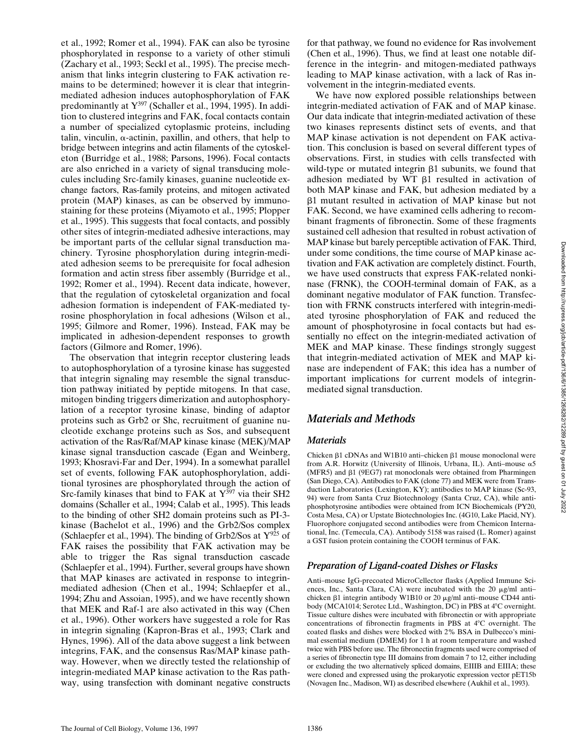et al., 1992; Romer et al., 1994). FAK can also be tyrosine phosphorylated in response to a variety of other stimuli (Zachary et al., 1993; Seckl et al., 1995). The precise mechanism that links integrin clustering to FAK activation remains to be determined; however it is clear that integrin-mediated adhesion induces autophosphorylation of FAK predominantly at $Y^{397}$ (Schaller et al., 1994, 1995). In addition to clustered integrins and FAK, focal contacts contain a number of specialized cytoplasmic proteins, including talin, vinculin, α-actinin, paxillin, and others, that help to bridge between integrins and actin filaments of the cytoskeleton (Burridge et al., 1988; Parsons, 1996). Focal contacts are also enriched in a variety of signal transducing molecules including Src-family kinases, guanine nucleotide exchange factors, Ras-family proteins, and mitogen activated protein (MAP) kinases, as can be observed by immunostaining for these proteins (Miyamoto et al., 1995; Plopper et al., 1995). This suggests that focal contacts, and possibly other sites of integrin-mediated adhesive interactions, may be important parts of the cellular signal transduction machinery. Tyrosine phosphorylation during integrin-mediated adhesion seems to be prerequisite for focal adhesion formation and actin stress fiber assembly (Burridge et al., 1992; Romer et al., 1994). Recent data indicate, however, that the regulation of cytoskeletal organization and focal adhesion formation is independent of FAK-mediated tyrosine phosphorylation in focal adhesions (Wilson et al., 1995; Gilmore and Romer, 1996). Instead, FAK may be implicated in adhesion-dependent responses to growth factors (Gilmore and Romer, 1996).

The observation that integrin receptor clustering leads to autophosphorylation of a tyrosine kinase has suggested that integrin signaling may resemble the signal transduction pathway initiated by peptide mitogens. In that case, mitogen binding triggers dimerization and autophosphorylation of a receptor tyrosine kinase, binding of adaptor proteins such as Grb2 or Shc, recruitment of guanine nucleotide exchange proteins such as Sos, and subsequent activation of the Ras/Raf/MAP kinase kinase (MEK)/MAP kinase signal transduction cascade (Egan and Weinberg, 1993; Khosravi-Far and Der, 1994). In a somewhat parallel set of events, following FAK autophosphorylation, additional tyrosines are phosphorylated through the action of Src-family kinases that bind to FAK at $Y^{397}$ via their SH2 domains (Schaller et al., 1994; Calab et al., 1995). This leads to the binding of other SH2 domain proteins such as PI-3-kinase (Bachelot et al., 1996) and the Grb2/Sos complex (Schlaepfer et al., 1994). The binding of Grb2/Sos at $Y^{925}$ of FAK raises the possibility that FAK activation may be able to trigger the Ras signal transduction cascade (Schlaepfer et al., 1994). Further, several groups have shown that MAP kinases are activated in response to integrin-mediated adhesion (Chen et al., 1994; Schlaepfer et al., 1994; Zhu and Assoian, 1995), and we have recently shown that MEK and Raf-1 are also activated in this way (Chen et al., 1996). Other workers have suggested a role for Ras in integrin signaling (Kapron-Bras et al., 1993; Clark and Hynes, 1996). All of the data above suggest a link between integrins, FAK, and the consensus Ras/MAP kinase pathway. However, when we directly tested the relationship of integrin-mediated MAP kinase activation to the Ras pathway, using transfection with dominant negative constructs for that pathway, we found no evidence for Ras involvement (Chen et al., 1996). Thus, we find at least one notable difference in the integrin- and mitogen-mediated pathways leading to MAP kinase activation, with a lack of Ras involvement in the integrin-mediated events.

We have now explored possible relationships between integrin-mediated activation of FAK and of MAP kinase. Our data indicate that integrin-mediated activation of these two kinases represents distinct sets of events, and that MAP kinase activation is not dependent on FAK activation. This conclusion is based on several different types of observations. First, in studies with cells transfected with wild-type or mutated integrin β1 subunits, we found that adhesion mediated by WT β1 resulted in activation of both MAP kinase and FAK, but adhesion mediated by a β1 mutant resulted in activation of MAP kinase but not FAK. Second, we have examined cells adhering to recombinant fragments of fibronectin. Some of these fragments sustained cell adhesion that resulted in robust activation of MAP kinase but barely perceptible activation of FAK. Third, under some conditions, the time course of MAP kinase activation and FAK activation are completely distinct. Fourth, we have used constructs that express FAK-related nonkinase (FRNK), the COOH-terminal domain of FAK, as a dominant negative modulator of FAK function. Transfection with FRNK constructs interfered with integrin-mediated tyrosine phosphorylation of FAK and reduced the amount of phosphotyrosine in focal contacts but had essentially no effect on the integrin-mediated activation of MEK and MAP kinase. These findings strongly suggest that integrin-mediated activation of MEK and MAP kinase are independent of FAK; this idea has a number of important implications for current models of integrin-mediated signal transduction.

## Materials and Methods

### Materials

Chicken β1 cDNAs and W1B10 anti–chicken β1 mouse monoclonal were from A.R. Horwitz (University of Illinois, Urbana, IL). Anti–mouse α5 (MFR5) and β1 (9EG7) rat monoclonals were obtained from Pharmingen (San Diego, CA). Antibodies to FAK (clone 77) and MEK were from Transduction Laboratories (Lexington, KY); antibodies to MAP kinase (Sc-93, 94) were from Santa Cruz Biotechnology (Santa Cruz, CA), while antiphosphotyrosine antibodies were obtained from ICN Biochemicals (PY20, Costa Mesa, CA) or Upstate Biotechnologies Inc. (4G10, Lake Placid, NY). Fluorophore conjugated second antibodies were from Chemicon International, Inc. (Temecula, CA). Antibody 5158 was raised (L. Romer) against a GST fusion protein containing the COOH terminus of FAK.

### Preparation of Ligand-coated Dishes or Flasks

Anti–mouse IgG-precoated MicroCellector flasks (Applied Immune Sciences, Inc., Santa Clara, CA) were incubated with the 20 μg/ml anti–chicken β1 integrin antibody W1B10 or 20 μg/ml anti–mouse CD44 antibody (MCA1014; Serotec Ltd., Washington, DC) in PBS at 4°C overnight. Tissue culture dishes were incubated with fibronectin or with appropriate concentrations of fibronectin fragments in PBS at 4°C overnight. The coated flasks and dishes were blocked with 2% BSA in Dulbecco's minimal essential medium (DMEM) for 1 h at room temperature and washed twice with PBS before use. The fibronectin fragments used were comprised of a series of fibronectin type III domains from domain 7 to 12, either including or excluding the two alternatively spliced domains, EIIIB and EIIIA; these were cloned and expressed using the prokaryotic expression vector pET15b (Novagen Inc., Madison, WI) as described elsewhere (Aukhil et al., 1993).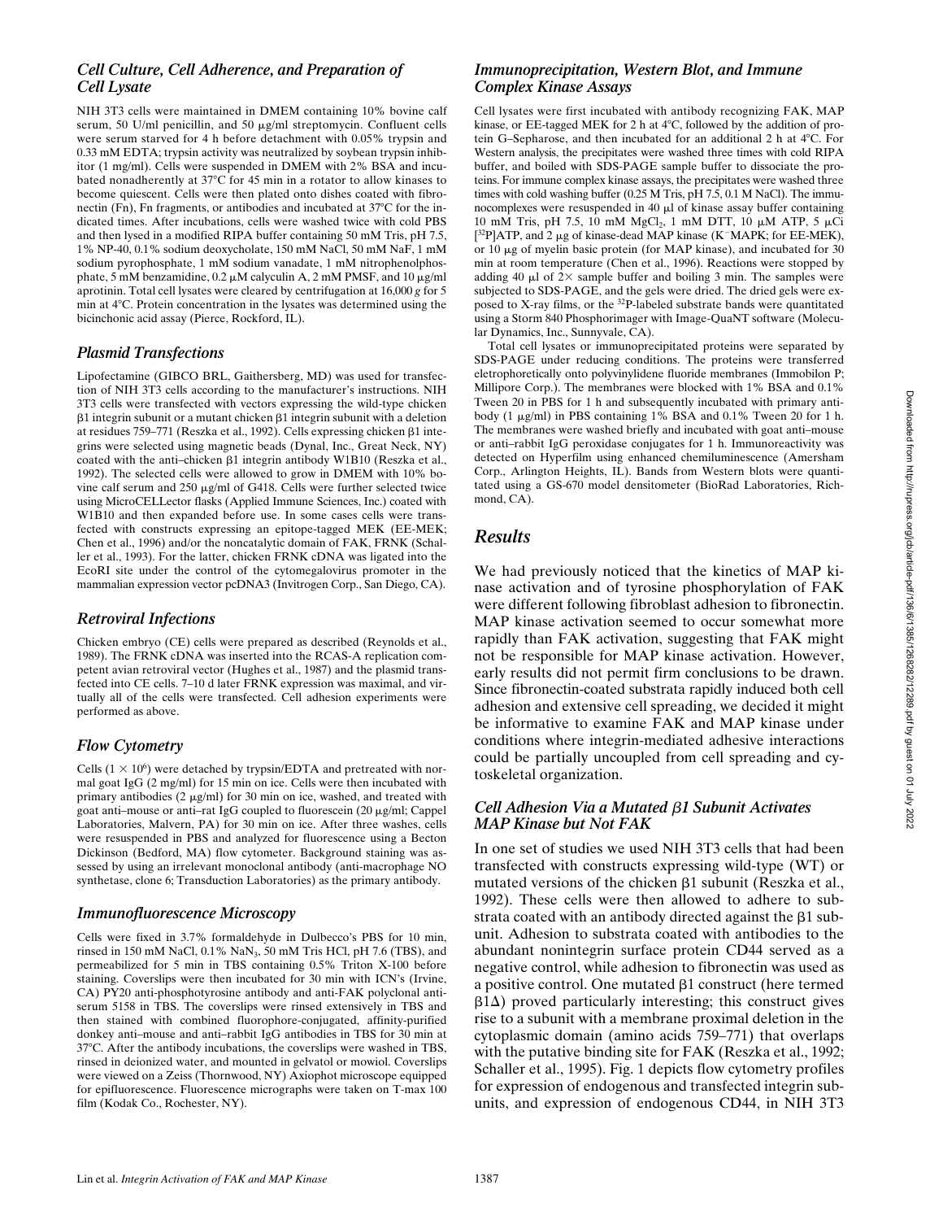### *Cell Culture, Cell Adherence, and Preparation of Cell Lysate*

NIH 3T3 cells were maintained in DMEM containing 10% bovine calf serum, 50 U/ml penicillin, and 50 μg/ml streptomycin. Confluent cells were serum starved for 4 h before detachment with 0.05% trypsin and 0.33 mM EDTA; trypsin activity was neutralized by soybean trypsin inhibitor (1 mg/ml). Cells were suspended in DMEM with 2% BSA and incubated nonadherently at 37°C for 45 min in a rotator to allow kinases to become quiescent. Cells were then plated onto dishes coated with fibronectin (Fn), Fn fragments, or antibodies and incubated at 37°C for the indicated times. After incubations, cells were washed twice with cold PBS and then lysed in a modified RIPA buffer containing 50 mM Tris, pH 7.5, 1% NP-40, 0.1% sodium deoxycholate, 150 mM NaCl, 50 mM NaF, 1 mM sodium pyrophosphate, 1 mM sodium vanadate, 1 mM nitrophenolphosphate, 5 mM benzamidine, 0.2 μM calyculin A, 2 mM PMSF, and 10 μg/ml aprotinin. Total cell lysates were cleared by centrifugation at 16,000 *g* for 5 min at 4°C. Protein concentration in the lysates was determined using the bicinchonic acid assay (Pierce, Rockford, IL).

### *Plasmid Transfections*

Lipofectamine (GIBCO BRL, Gaithersberg, MD) was used for transfection of NIH 3T3 cells according to the manufacturer's instructions. NIH 3T3 cells were transfected with vectors expressing the wild-type chicken β1 integrin subunit or a mutant chicken β1 integrin subunit with a deletion at residues 759–771 (Reszka et al., 1992). Cells expressing chicken β1 integrins were selected using magnetic beads (Dynal, Inc., Great Neck, NY) coated with the anti–chicken β1 integrin antibody W1B10 (Reszka et al., 1992). The selected cells were allowed to grow in DMEM with 10% bovine calf serum and 250 μg/ml of G418. Cells were further selected twice using MicroCELLector flasks (Applied Immune Sciences, Inc.) coated with W1B10 and then expanded before use. In some cases cells were transfected with constructs expressing an epitope-tagged MEK (EE-MEK; Chen et al., 1996) and/or the noncatalytic domain of FAK, FRNK (Schaller et al., 1993). For the latter, chicken FRNK cDNA was ligated into the EcoRI site under the control of the cytomegalovirus promoter in the mammalian expression vector pcDNA3 (Invitrogen Corp., San Diego, CA).

### *Retroviral Infections*

Chicken embryo (CE) cells were prepared as described (Reynolds et al., 1989). The FRNK cDNA was inserted into the RCAS-A replication competent avian retroviral vector (Hughes et al., 1987) and the plasmid transfected into CE cells. 7–10 d later FRNK expression was maximal, and virtually all of the cells were transfected. Cell adhesion experiments were performed as above.

### *Flow Cytometry*

Cells ($1 \times 10^6$) were detached by trypsin/EDTA and pretreated with normal goat IgG (2 mg/ml) for 15 min on ice. Cells were then incubated with primary antibodies (2 μg/ml) for 30 min on ice, washed, and treated with goat anti–mouse or anti–rat IgG coupled to fluorescein (20 μg/ml; Cappel Laboratories, Malvern, PA) for 30 min on ice. After three washes, cells were resuspended in PBS and analyzed for fluorescence using a Becton Dickinson (Bedford, MA) flow cytometer. Background staining was assessed by using an irrelevant monoclonal antibody (anti-macrophage NO synthetase, clone 6; Transduction Laboratories) as the primary antibody.

### *Immunofluorescence Microscopy*

Cells were fixed in 3.7% formaldehyde in Dulbecco's PBS for 10 min, rinsed in 150 mM NaCl, 0.1% $NaN_3$, 50 mM Tris HCl, pH 7.6 (TBS), and permeabilized for 5 min in TBS containing 0.5% Triton X-100 before staining. Coverslips were then incubated for 30 min with ICN's (Irvine, CA) PY20 anti-phosphotyrosine antibody and anti-FAK polyclonal antiserum 5158 in TBS. The coverslips were rinsed extensively in TBS and then stained with combined fluorophore-conjugated, affinity-purified donkey anti–mouse and anti–rabbit IgG antibodies in TBS for 30 min at 37°C. After the antibody incubations, the coverslips were washed in TBS, rinsed in deionized water, and mounted in gelvatol or mowiol. Coverslips were viewed on a Zeiss (Thornwood, NY) Axiophot microscope equipped for epifluorescence. Fluorescence micrographs were taken on T-max 100 film (Kodak Co., Rochester, NY).

### *Immunoprecipitation, Western Blot, and Immune Complex Kinase Assays*

Cell lysates were first incubated with antibody recognizing FAK, MAP kinase, or EE-tagged MEK for 2 h at 4°C, followed by the addition of protein G–Sepharose, and then incubated for an additional 2 h at 4°C. For Western analysis, the precipitates were washed three times with cold RIPA buffer, and boiled with SDS-PAGE sample buffer to dissociate the proteins. For immune complex kinase assays, the precipitates were washed three times with cold washing buffer (0.25 M Tris, pH 7.5, 0.1 M NaCl). The immunocomplexes were resuspended in 40 μl of kinase assay buffer containing 10 mM Tris, pH 7.5, 10 mM $MgCl_2$, 1 mM DTT, 10 μM ATP, 5 μCi [$^{32}$P]ATP, and 2 μg of kinase-dead MAP kinase ($K^-$MAPK; for EE-MEK), or 10 μg of myelin basic protein (for MAP kinase), and incubated for 30 min at room temperature (Chen et al., 1996). Reactions were stopped by adding 40 μl of 2× sample buffer and boiling 3 min. The samples were subjected to SDS-PAGE, and the gels were dried. The dried gels were exposed to X-ray films, or the $^{32}$P-labeled substrate bands were quantitated using a Storm 840 Phosphorimager with Image-QuaNT software (Molecular Dynamics, Inc., Sunnyvale, CA).

Total cell lysates or immunoprecipitated proteins were separated by SDS-PAGE under reducing conditions. The proteins were transferred eletrophoretically onto polyvinylidene fluoride membranes (Immobilon P; Millipore Corp.). The membranes were blocked with 1% BSA and 0.1% Tween 20 in PBS for 1 h and subsequently incubated with primary antibody (1 μg/ml) in PBS containing 1% BSA and 0.1% Tween 20 for 1 h. The membranes were washed briefly and incubated with goat anti–mouse or anti–rabbit IgG peroxidase conjugates for 1 h. Immunoreactivity was detected on Hyperfilm using enhanced chemiluminescence (Amersham Corp., Arlington Heights, IL). Bands from Western blots were quantitated using a GS-670 model densitometer (BioRad Laboratories, Richmond, CA).

## *Results*

We had previously noticed that the kinetics of MAP kinase activation and of tyrosine phosphorylation of FAK were different following fibroblast adhesion to fibronectin. MAP kinase activation seemed to occur somewhat more rapidly than FAK activation, suggesting that FAK might not be responsible for MAP kinase activation. However, early results did not permit firm conclusions to be drawn. Since fibronectin-coated substrata rapidly induced both cell adhesion and extensive cell spreading, we decided it might be informative to examine FAK and MAP kinase under conditions where integrin-mediated adhesive interactions could be partially uncoupled from cell spreading and cytoskeletal organization.

### *Cell Adhesion Via a Mutated β1 Subunit Activates MAP Kinase but Not FAK*

In one set of studies we used NIH 3T3 cells that had been transfected with constructs expressing wild-type (WT) or mutated versions of the chicken β1 subunit (Reszka et al., 1992). These cells were then allowed to adhere to substrata coated with an antibody directed against the β1 subunit. Adhesion to substrata coated with antibodies to the abundant nonintegrin surface protein CD44 served as a negative control, while adhesion to fibronectin was used as a positive control. One mutated β1 construct (here termed β1Δ) proved particularly interesting; this construct gives rise to a subunit with a membrane proximal deletion in the cytoplasmic domain (amino acids 759–771) that overlaps with the putative binding site for FAK (Reszka et al., 1992; Schaller et al., 1995). Fig. 1 depicts flow cytometry profiles for expression of endogenous and transfected integrin subunits, and expression of endogenous CD44, in NIH 3T3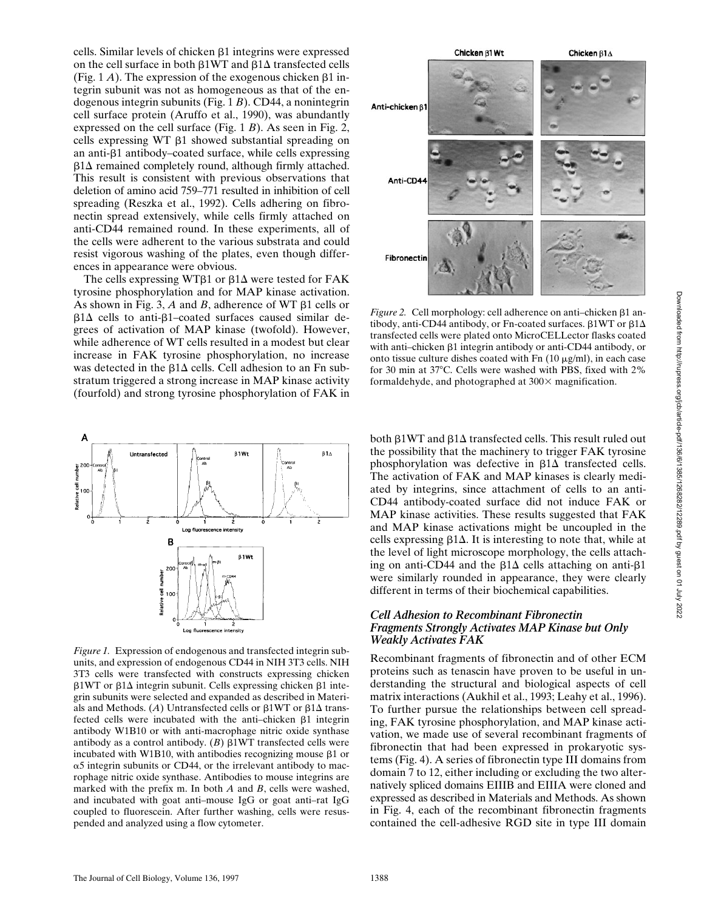cells. Similar levels of chicken β1 integrins were expressed on the cell surface in both β1WT and β1Δ transfected cells (Fig. 1 *A*). The expression of the exogenous chicken β1 integrin subunit was not as homogeneous as that of the endogenous integrin subunits (Fig. 1 *B*). CD44, a nonintegrin cell surface protein (Aruffo et al., 1990), was abundantly expressed on the cell surface (Fig. 1 *B*). As seen in Fig. 2, cells expressing WT β1 showed substantial spreading on an anti-β1 antibody–coated surface, while cells expressing β1Δ remained completely round, although firmly attached. This result is consistent with previous observations that deletion of amino acid 759–771 resulted in inhibition of cell spreading (Reszka et al., 1992). Cells adhering on fibronectin spread extensively, while cells firmly attached on anti-CD44 remained round. In these experiments, all of the cells were adherent to the various substrata and could resist vigorous washing of the plates, even though differences in appearance were obvious.

The cells expressing WTβ1 or β1Δ were tested for FAK tyrosine phosphorylation and for MAP kinase activation. As shown in Fig. 3, *A* and *B*, adherence of WT β1 cells or β1Δ cells to anti-β1–coated surfaces caused similar degrees of activation of MAP kinase (twofold). However, while adherence of WT cells resulted in a modest but clear increase in FAK tyrosine phosphorylation, no increase was detected in the β1Δ cells. Cell adhesion to an Fn substratum triggered a strong increase in MAP kinase activity (fourfold) and strong tyrosine phosphorylation of FAK in both β1WT and β1Δ transfected cells. This result ruled out the possibility that the machinery to trigger FAK tyrosine phosphorylation was defective in β1Δ transfected cells. The activation of FAK and MAP kinases is clearly mediated by integrins, since attachment of cells to an anti-CD44 antibody-coated surface did not induce FAK or MAP kinase activities. These results suggested that FAK and MAP kinase activations might be uncoupled in the cells expressing β1Δ. It is interesting to note that, while at the level of light microscope morphology, the cells attaching on anti-CD44 and the β1Δ cells attaching on anti-β1 were similarly rounded in appearance, they were clearly different in terms of their biochemical capabilities.

*Figure 2.* Cell morphology: cell adherence on anti–chicken β1 antibody, anti-CD44 antibody, or Fn-coated surfaces. β1WT or β1Δ transfected cells were plated onto MicroCELLector flasks coated with anti–chicken β1 integrin antibody or anti-CD44 antibody, or onto tissue culture dishes coated with Fn (10 μg/ml), in each case for 30 min at 37°C. Cells were washed with PBS, fixed with 2% formaldehyde, and photographed at 300× magnification.

*Figure 1.* Expression of endogenous and transfected integrin subunits, and expression of endogenous CD44 in NIH 3T3 cells. NIH 3T3 cells were transfected with constructs expressing chicken β1WT or β1Δ integrin subunit. Cells expressing chicken β1 integrin subunits were selected and expanded as described in Materials and Methods. (*A*) Untransfected cells or β1WT or β1Δ transfected cells were incubated with the anti–chicken β1 integrin antibody W1B10 or with anti-macrophage nitric oxide synthase antibody as a control antibody. (*B*) β1WT transfected cells were incubated with W1B10, with antibodies recognizing mouse β1 or α5 integrin subunits or CD44, or the irrelevant antibody to macrophage nitric oxide synthase. Antibodies to mouse integrins are marked with the prefix m. In both *A* and *B*, cells were washed, and incubated with goat anti–mouse IgG or goat anti–rat IgG coupled to fluorescein. After further washing, cells were resuspended and analyzed using a flow cytometer.

### *Cell Adhesion to Recombinant Fibronectin Fragments Strongly Activates MAP Kinase but Only Weakly Activates FAK*

Recombinant fragments of fibronectin and of other ECM proteins such as tenascin have proven to be useful in understanding the structural and biological aspects of cell matrix interactions (Aukhil et al., 1993; Leahy et al., 1996). To further pursue the relationships between cell spreading, FAK tyrosine phosphorylation, and MAP kinase activation, we made use of several recombinant fragments of fibronectin that had been expressed in prokaryotic systems (Fig. 4). A series of fibronectin type III domains from domain 7 to 12, either including or excluding the two alternatively spliced domains EIIIB and EIIIA were cloned and expressed as described in Materials and Methods. As shown in Fig. 4, each of the recombinant fibronectin fragments contained the cell-adhesive RGD site in type III domain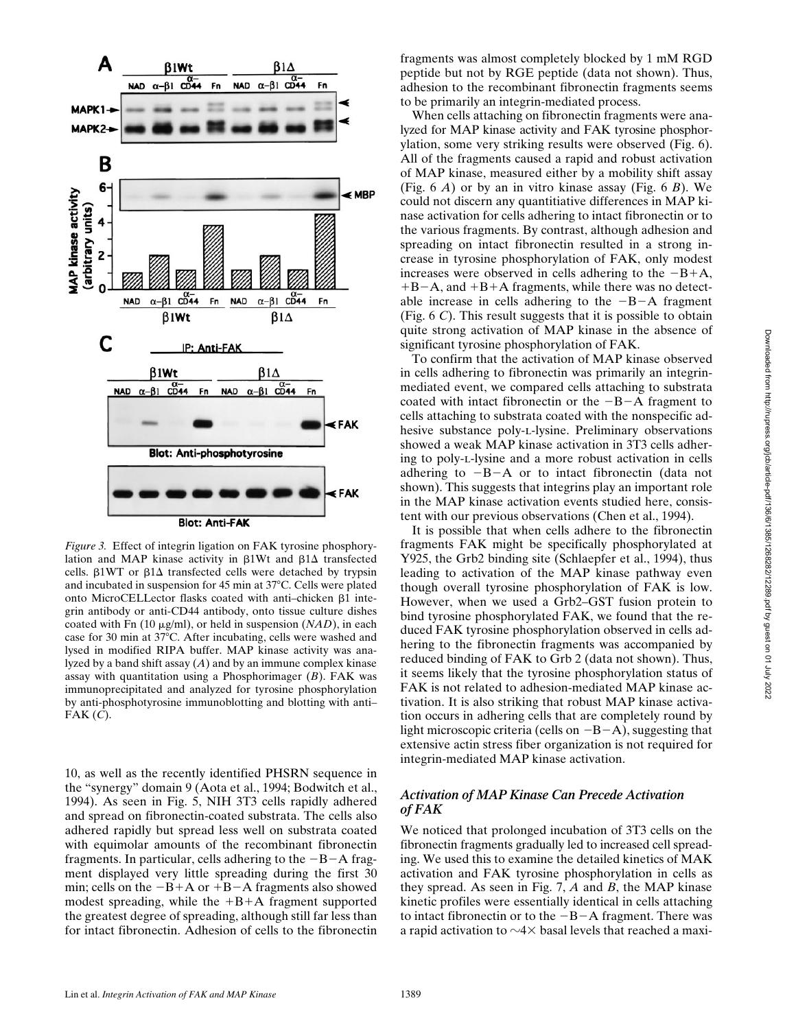*Figure 3.* Effect of integrin ligation on FAK tyrosine phosphorylation and MAP kinase activity in β1Wt and β1Δ transfected cells. β1WT or β1Δ transfected cells were detached by trypsin and incubated in suspension for 45 min at 37°C. Cells were plated onto MicroCELLector flasks coated with anti–chicken β1 integrin antibody or anti-CD44 antibody, onto tissue culture dishes coated with Fn (10 μg/ml), or held in suspension (*NAD*), in each case for 30 min at 37°C. After incubating, cells were washed and lysed in modified RIPA buffer. MAP kinase activity was analyzed by a band shift assay (*A*) and by an immune complex kinase assay with quantitation using a Phosphorimager (*B*). FAK was immunoprecipitated and analyzed for tyrosine phosphorylation by anti-phosphotyrosine immunoblotting and blotting with anti–FAK (*C*).

10, as well as the recently identified PHSRN sequence in the "synergy" domain 9 (Aota et al., 1994; Bodwitch et al., 1994). As seen in Fig. 5, NIH 3T3 cells rapidly adhered and spread on fibronectin-coated substrata. The cells also adhered rapidly but spread less well on substrata coated with equimolar amounts of the recombinant fibronectin fragments. In particular, cells adhering to the −B−A fragment displayed very little spreading during the first 30 min; cells on the −B+A or +B−A fragments also showed modest spreading, while the +B+A fragment supported the greatest degree of spreading, although still far less than for intact fibronectin. Adhesion of cells to the fibronectin fragments was almost completely blocked by 1 mM RGD peptide but not by RGE peptide (data not shown). Thus, adhesion to the recombinant fibronectin fragments seems to be primarily an integrin-mediated process.

When cells attaching on fibronectin fragments were analyzed for MAP kinase activity and FAK tyrosine phosphorylation, some very striking results were observed (Fig. 6). All of the fragments caused a rapid and robust activation of MAP kinase, measured either by a mobility shift assay (Fig. 6 *A*) or by an in vitro kinase assay (Fig. 6 *B*). We could not discern any quantitiative differences in MAP kinase activation for cells adhering to intact fibronectin or to the various fragments. By contrast, although adhesion and spreading on intact fibronectin resulted in a strong increase in tyrosine phosphorylation of FAK, only modest increases were observed in cells adhering to the −B+A, +B−A, and +B+A fragments, while there was no detectable increase in cells adhering to the −B−A fragment (Fig. 6 *C*). This result suggests that it is possible to obtain quite strong activation of MAP kinase in the absence of significant tyrosine phosphorylation of FAK.

To confirm that the activation of MAP kinase observed in cells adhering to fibronectin was primarily an integrin-mediated event, we compared cells attaching to substrata coated with intact fibronectin or the −B−A fragment to cells attaching to substrata coated with the nonspecific adhesive substance poly-L-lysine. Preliminary observations showed a weak MAP kinase activation in 3T3 cells adhering to poly-L-lysine and a more robust activation in cells adhering to −B−A or to intact fibronectin (data not shown). This suggests that integrins play an important role in the MAP kinase activation events studied here, consistent with our previous observations (Chen et al., 1994).

It is possible that when cells adhere to the fibronectin fragments FAK might be specifically phosphorylated at Y925, the Grb2 binding site (Schlaepfer et al., 1994), thus leading to activation of the MAP kinase pathway even though overall tyrosine phosphorylation of FAK is low. However, when we used a Grb2–GST fusion protein to bind tyrosine phosphorylated FAK, we found that the reduced FAK tyrosine phosphorylation observed in cells adhering to the fibronectin fragments was accompanied by reduced binding of FAK to Grb 2 (data not shown). Thus, it seems likely that the tyrosine phosphorylation status of FAK is not related to adhesion-mediated MAP kinase activation. It is also striking that robust MAP kinase activation occurs in adhering cells that are completely round by light microscopic criteria (cells on −B−A), suggesting that extensive actin stress fiber organization is not required for integrin-mediated MAP kinase activation.

### *Activation of MAP Kinase Can Precede Activation of FAK*

We noticed that prolonged incubation of 3T3 cells on the fibronectin fragments gradually led to increased cell spreading. We used this to examine the detailed kinetics of MAK activation and FAK tyrosine phosphorylation in cells as they spread. As seen in Fig. 7, *A* and *B*, the MAP kinase kinetic profiles were essentially identical in cells attaching to intact fibronectin or to the −B−A fragment. There was a rapid activation to ∼4× basal levels that reached a maxi-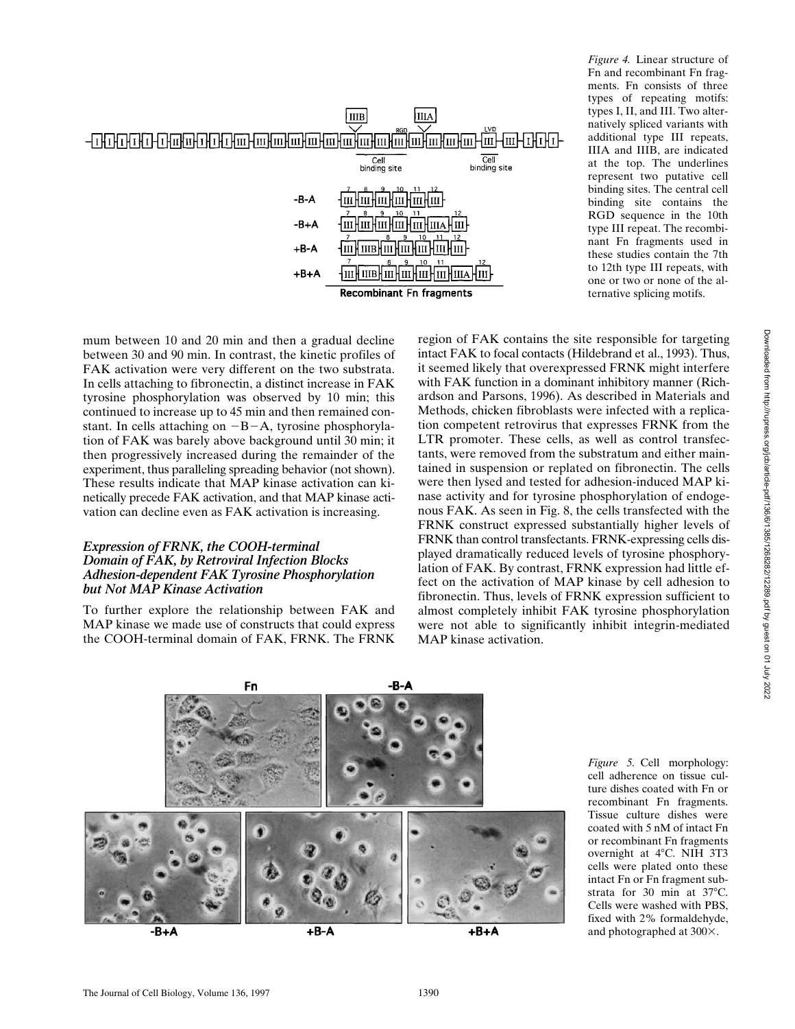*Figure 4.* Linear structure of Fn and recombinant Fn fragments. Fn consists of three types of repeating motifs: types I, II, and III. Two alternatively spliced variants with additional type III repeats, IIIA and IIIB, are indicated at the top. The underlines represent two putative cell binding sites. The central cell binding site contains the RGD sequence in the 10th type III repeat. The recombinant Fn fragments used in these studies contain the 7th to 12th type III repeats, with one or two or none of the alternative splicing motifs.

mum between 10 and 20 min and then a gradual decline between 30 and 90 min. In contrast, the kinetic profiles of FAK activation were very different on the two substrata. In cells attaching to fibronectin, a distinct increase in FAK tyrosine phosphorylation was observed by 10 min; this continued to increase up to 45 min and then remained constant. In cells attaching on −B−A, tyrosine phosphorylation of FAK was barely above background until 30 min; it then progressively increased during the remainder of the experiment, thus paralleling spreading behavior (not shown). These results indicate that MAP kinase activation can kinetically precede FAK activation, and that MAP kinase activation can decline even as FAK activation is increasing.

### *Expression of FRNK, the COOH-terminal Domain of FAK, by Retroviral Infection Blocks Adhesion-dependent FAK Tyrosine Phosphorylation but Not MAP Kinase Activation*

To further explore the relationship between FAK and MAP kinase we made use of constructs that could express the COOH-terminal domain of FAK, FRNK. The FRNK region of FAK contains the site responsible for targeting intact FAK to focal contacts (Hildebrand et al., 1993). Thus, it seemed likely that overexpressed FRNK might interfere with FAK function in a dominant inhibitory manner (Richardson and Parsons, 1996). As described in Materials and Methods, chicken fibroblasts were infected with a replication competent retrovirus that expresses FRNK from the LTR promoter. These cells, as well as control transfectants, were removed from the substratum and either maintained in suspension or replated on fibronectin. The cells were then lysed and tested for adhesion-induced MAP kinase activity and for tyrosine phosphorylation of endogenous FAK. As seen in Fig. 8, the cells transfected with the FRNK construct expressed substantially higher levels of FRNK than control transfectants. FRNK-expressing cells displayed dramatically reduced levels of tyrosine phosphorylation of FAK. By contrast, FRNK expression had little effect on the activation of MAP kinase by cell adhesion to fibronectin. Thus, levels of FRNK expression sufficient to almost completely inhibit FAK tyrosine phosphorylation were not able to significantly inhibit integrin-mediated MAP kinase activation.

*Figure 5.* Cell morphology: cell adherence on tissue culture dishes coated with Fn or recombinant Fn fragments. Tissue culture dishes were coated with 5 nM of intact Fn or recombinant Fn fragments overnight at 4°C. NIH 3T3 cells were plated onto these intact Fn or Fn fragment substrata for 30 min at 37°C. Cells were washed with PBS, fixed with 2% formaldehyde, and photographed at 300×.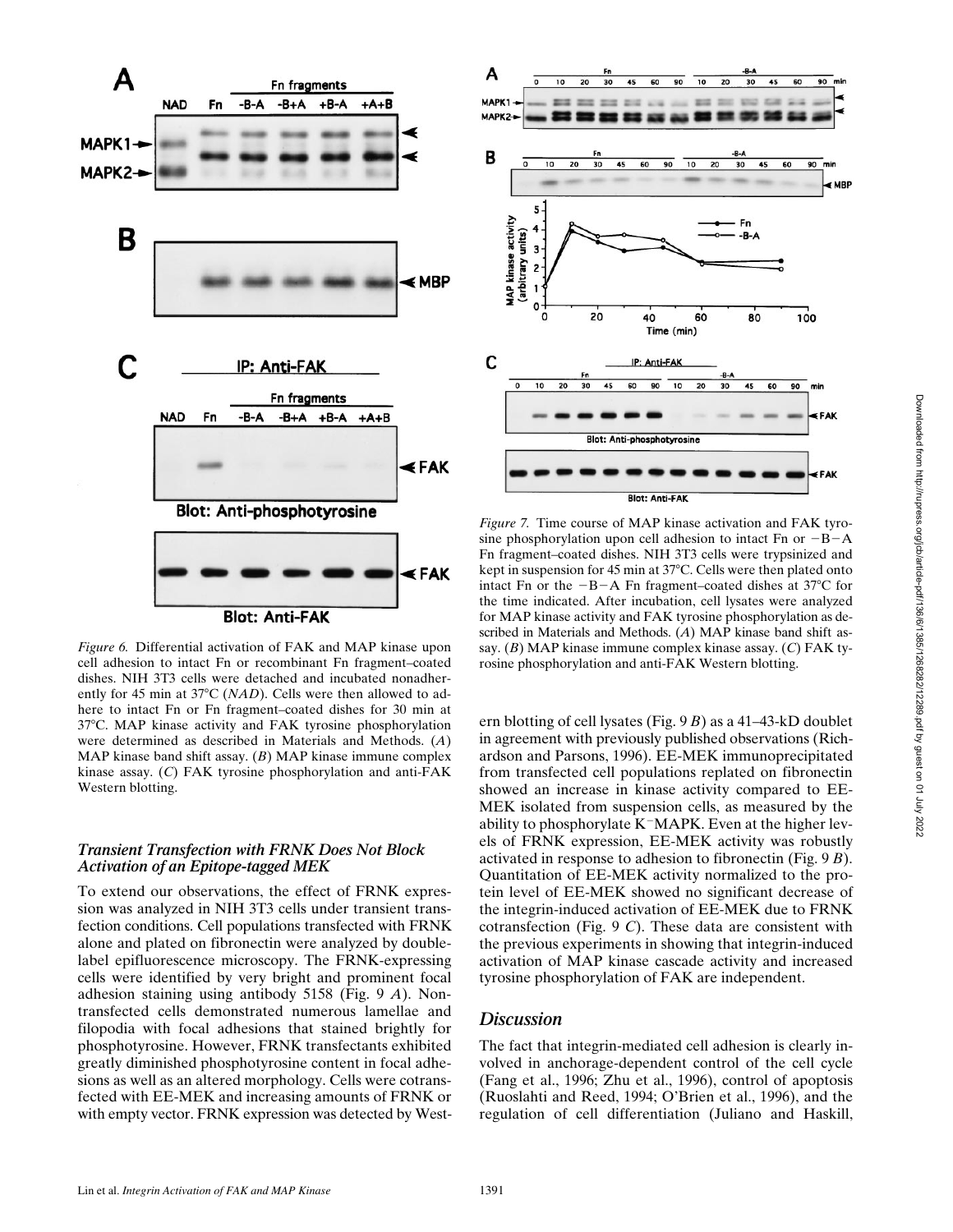*Figure 6.* Differential activation of FAK and MAP kinase upon cell adhesion to intact Fn or recombinant Fn fragment–coated dishes. NIH 3T3 cells were detached and incubated nonadherently for 45 min at 37°C (*NAD*). Cells were then allowed to adhere to intact Fn or Fn fragment–coated dishes for 30 min at 37°C. MAP kinase activity and FAK tyrosine phosphorylation were determined as described in Materials and Methods. (*A*) MAP kinase band shift assay. (*B*) MAP kinase immune complex kinase assay. (*C*) FAK tyrosine phosphorylation and anti-FAK Western blotting.

*Figure 7.* Time course of MAP kinase activation and FAK tyrosine phosphorylation upon cell adhesion to intact Fn or −B−A Fn fragment–coated dishes. NIH 3T3 cells were trypsinized and kept in suspension for 45 min at 37°C. Cells were then plated onto intact Fn or the −B−A Fn fragment–coated dishes at 37°C for the time indicated. After incubation, cell lysates were analyzed for MAP kinase activity and FAK tyrosine phosphorylation as described in Materials and Methods. (*A*) MAP kinase band shift assay. (*B*) MAP kinase immune complex kinase assay. (*C*) FAK tyrosine phosphorylation and anti-FAK Western blotting.

### *Transient Transfection with FRNK Does Not Block Activation of an Epitope-tagged MEK*

To extend our observations, the effect of FRNK expression was analyzed in NIH 3T3 cells under transient transfection conditions. Cell populations transfected with FRNK alone and plated on fibronectin were analyzed by double-label epifluorescence microscopy. The FRNK-expressing cells were identified by very bright and prominent focal adhesion staining using antibody 5158 (Fig. 9 *A*). Nontransfected cells demonstrated numerous lamellae and filopodia with focal adhesions that stained brightly for phosphotyrosine. However, FRNK transfectants exhibited greatly diminished phosphotyrosine content in focal adhesions as well as an altered morphology. Cells were cotransfected with EE-MEK and increasing amounts of FRNK or with empty vector. FRNK expression was detected by Western blotting of cell lysates (Fig. 9 *B*) as a 41–43-kD doublet in agreement with previously published observations (Richardson and Parsons, 1996). EE-MEK immunoprecipitated from transfected cell populations replated on fibronectin showed an increase in kinase activity compared to EE-MEK isolated from suspension cells, as measured by the ability to phosphorylate K$^-$MAPK. Even at the higher levels of FRNK expression, EE-MEK activity was robustly activated in response to adhesion to fibronectin (Fig. 9 *B*). Quantitation of EE-MEK activity normalized to the protein level of EE-MEK showed no significant decrease of the integrin-induced activation of EE-MEK due to FRNK cotransfection (Fig. 9 *C*). These data are consistent with the previous experiments in showing that integrin-induced activation of MAP kinase cascade activity and increased tyrosine phosphorylation of FAK are independent.

## *Discussion*

The fact that integrin-mediated cell adhesion is clearly involved in anchorage-dependent control of the cell cycle (Fang et al., 1996; Zhu et al., 1996), control of apoptosis (Ruoslahti and Reed, 1994; O'Brien et al., 1996), and the regulation of cell differentiation (Juliano and Haskill,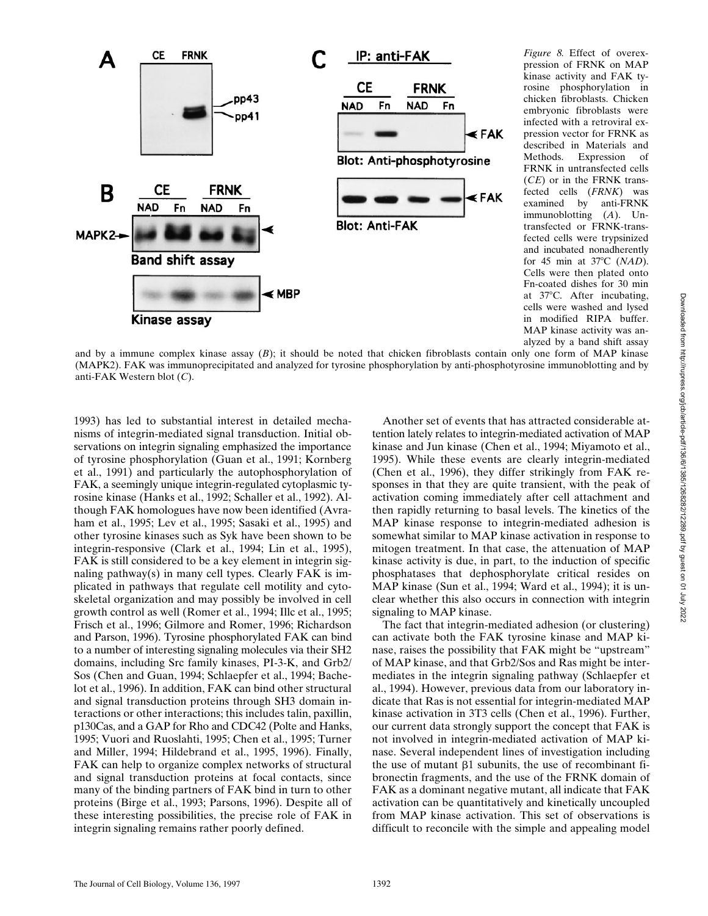*Figure 8.* Effect of overexpression of FRNK on MAP kinase activity and FAK tyrosine phosphorylation in chicken fibroblasts. Chicken embryonic fibroblasts were infected with a retroviral expression vector for FRNK as described in Materials and Methods. Expression of FRNK in untransfected cells (*CE*) or in the FRNK transfected cells (*FRNK*) was examined by anti-FRNK immunoblotting (*A*). Untransfected or FRNK-transfected cells were trypsinized and incubated nonadherently for 45 min at 37°C (*NAD*). Cells were then plated onto Fn-coated dishes for 30 min at 37°C. After incubating, cells were washed and lysed in modified RIPA buffer. MAP kinase activity was analyzed by a band shift assay and by a immune complex kinase assay (*B*); it should be noted that chicken fibroblasts contain only one form of MAP kinase (MAPK2). FAK was immunoprecipitated and analyzed for tyrosine phosphorylation by anti-phosphotyrosine immunoblotting and by anti-FAK Western blot (*C*).

1993) has led to substantial interest in detailed mechanisms of integrin-mediated signal transduction. Initial observations on integrin signaling emphasized the importance of tyrosine phosphorylation (Guan et al., 1991; Kornberg et al., 1991) and particularly the autophosphorylation of FAK, a seemingly unique integrin-regulated cytoplasmic tyrosine kinase (Hanks et al., 1992; Schaller et al., 1992). Although FAK homologues have now been identified (Avraham et al., 1995; Lev et al., 1995; Sasaki et al., 1995) and other tyrosine kinases such as Syk have been shown to be integrin-responsive (Clark et al., 1994; Lin et al., 1995), FAK is still considered to be a key element in integrin signaling pathway(s) in many cell types. Clearly FAK is implicated in pathways that regulate cell motility and cytoskeletal organization and may possibly be involved in cell growth control as well (Romer et al., 1994; Illc et al., 1995; Frisch et al., 1996; Gilmore and Romer, 1996; Richardson and Parson, 1996). Tyrosine phosphorylated FAK can bind to a number of interesting signaling molecules via their SH2 domains, including Src family kinases, PI-3-K, and Grb2/Sos (Chen and Guan, 1994; Schlaepfer et al., 1994; Bachelot et al., 1996). In addition, FAK can bind other structural and signal transduction proteins through SH3 domain interactions or other interactions; this includes talin, paxillin, p130Cas, and a GAP for Rho and CDC42 (Polte and Hanks, 1995; Vuori and Ruoslahti, 1995; Chen et al., 1995; Turner and Miller, 1994; Hildebrand et al., 1995, 1996). Finally, FAK can help to organize complex networks of structural and signal transduction proteins at focal contacts, since many of the binding partners of FAK bind in turn to other proteins (Birge et al., 1993; Parsons, 1996). Despite all of these interesting possibilities, the precise role of FAK in integrin signaling remains rather poorly defined.

Another set of events that has attracted considerable attention lately relates to integrin-mediated activation of MAP kinase and Jun kinase (Chen et al., 1994; Miyamoto et al., 1995). While these events are clearly integrin-mediated (Chen et al., 1996), they differ strikingly from FAK responses in that they are quite transient, with the peak of activation coming immediately after cell attachment and then rapidly returning to basal levels. The kinetics of the MAP kinase response to integrin-mediated adhesion is somewhat similar to MAP kinase activation in response to mitogen treatment. In that case, the attenuation of MAP kinase activity is due, in part, to the induction of specific phosphatases that dephosphorylate critical resides on MAP kinase (Sun et al., 1994; Ward et al., 1994); it is unclear whether this also occurs in connection with integrin signaling to MAP kinase.

The fact that integrin-mediated adhesion (or clustering) can activate both the FAK tyrosine kinase and MAP kinase, raises the possibility that FAK might be "upstream" of MAP kinase, and that Grb2/Sos and Ras might be intermediates in the integrin signaling pathway (Schlaepfer et al., 1994). However, previous data from our laboratory indicate that Ras is not essential for integrin-mediated MAP kinase activation in 3T3 cells (Chen et al., 1996). Further, our current data strongly support the concept that FAK is not involved in integrin-mediated activation of MAP kinase. Several independent lines of investigation including the use of mutant β1 subunits, the use of recombinant fibronectin fragments, and the use of the FRNK domain of FAK as a dominant negative mutant, all indicate that FAK activation can be quantitatively and kinetically uncoupled from MAP kinase activation. This set of observations is difficult to reconcile with the simple and appealing model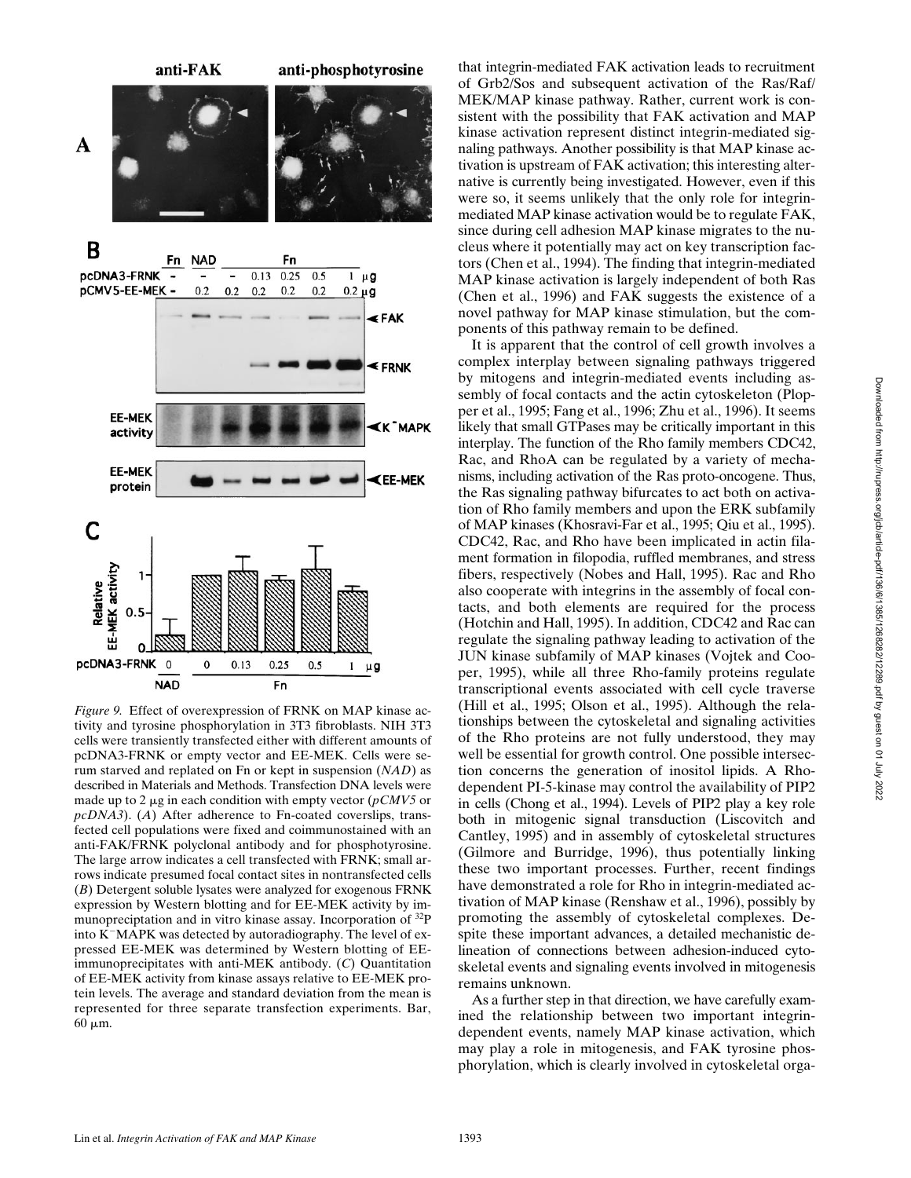*Figure 9.* Effect of overexpression of FRNK on MAP kinase activity and tyrosine phosphorylation in 3T3 fibroblasts. NIH 3T3 cells were transiently transfected either with different amounts of pcDNA3-FRNK or empty vector and EE-MEK. Cells were serum starved and replated on Fn or kept in suspension (*NAD*) as described in Materials and Methods. Transfection DNA levels were made up to 2 μg in each condition with empty vector (*pCMV5* or *pcDNA3*). (*A*) After adherence to Fn-coated coverslips, transfected cell populations were fixed and coimmunostained with an anti-FAK/FRNK polyclonal antibody and for phosphotyrosine. The large arrow indicates a cell transfected with FRNK; small arrows indicate presumed focal contact sites in nontransfected cells (*B*) Detergent soluble lysates were analyzed for exogenous FRNK expression by Western blotting and for EE-MEK activity by immunopreciptation and in vitro kinase assay. Incorporation of $^{32}P$ into $K^-$MAPK was detected by autoradiography. The level of expressed EE-MEK was determined by Western blotting of EE-immunoprecipitates with anti-MEK antibody. (*C*) Quantitation of EE-MEK activity from kinase assays relative to EE-MEK protein levels. The average and standard deviation from the mean is represented for three separate transfection experiments. Bar, 60 μm.

that integrin-mediated FAK activation leads to recruitment of Grb2/Sos and subsequent activation of the Ras/Raf/MEK/MAP kinase pathway. Rather, current work is consistent with the possibility that FAK activation and MAP kinase activation represent distinct integrin-mediated signaling pathways. Another possibility is that MAP kinase activation is upstream of FAK activation; this interesting alternative is currently being investigated. However, even if this were so, it seems unlikely that the only role for integrin-mediated MAP kinase activation would be to regulate FAK, since during cell adhesion MAP kinase migrates to the nucleus where it potentially may act on key transcription factors (Chen et al., 1994). The finding that integrin-mediated MAP kinase activation is largely independent of both Ras (Chen et al., 1996) and FAK suggests the existence of a novel pathway for MAP kinase stimulation, but the components of this pathway remain to be defined.

It is apparent that the control of cell growth involves a complex interplay between signaling pathways triggered by mitogens and integrin-mediated events including assembly of focal contacts and the actin cytoskeleton (Plopper et al., 1995; Fang et al., 1996; Zhu et al., 1996). It seems likely that small GTPases may be critically important in this interplay. The function of the Rho family members CDC42, Rac, and RhoA can be regulated by a variety of mechanisms, including activation of the Ras proto-oncogene. Thus, the Ras signaling pathway bifurcates to act both on activation of Rho family members and upon the ERK subfamily of MAP kinases (Khosravi-Far et al., 1995; Qiu et al., 1995). CDC42, Rac, and Rho have been implicated in actin filament formation in filopodia, ruffled membranes, and stress fibers, respectively (Nobes and Hall, 1995). Rac and Rho also cooperate with integrins in the assembly of focal contacts, and both elements are required for the process (Hotchin and Hall, 1995). In addition, CDC42 and Rac can regulate the signaling pathway leading to activation of the JUN kinase subfamily of MAP kinases (Vojtek and Cooper, 1995), while all three Rho-family proteins regulate transcriptional events associated with cell cycle traverse (Hill et al., 1995; Olson et al., 1995). Although the relationships between the cytoskeletal and signaling activities of the Rho proteins are not fully understood, they may well be essential for growth control. One possible intersection concerns the generation of inositol lipids. A Rho-dependent PI-5-kinase may control the availability of PIP2 in cells (Chong et al., 1994). Levels of PIP2 play a key role both in mitogenic signal transduction (Liscovitch and Cantley, 1995) and in assembly of cytoskeletal structures (Gilmore and Burridge, 1996), thus potentially linking these two important processes. Further, recent findings have demonstrated a role for Rho in integrin-mediated activation of MAP kinase (Renshaw et al., 1996), possibly by promoting the assembly of cytoskeletal complexes. Despite these important advances, a detailed mechanistic delineation of connections between adhesion-induced cytoskeletal events and signaling events involved in mitogenesis remains unknown.

As a further step in that direction, we have carefully examined the relationship between two important integrin-dependent events, namely MAP kinase activation, which may play a role in mitogenesis, and FAK tyrosine phosphorylation, which is clearly involved in cytoskeletal orga-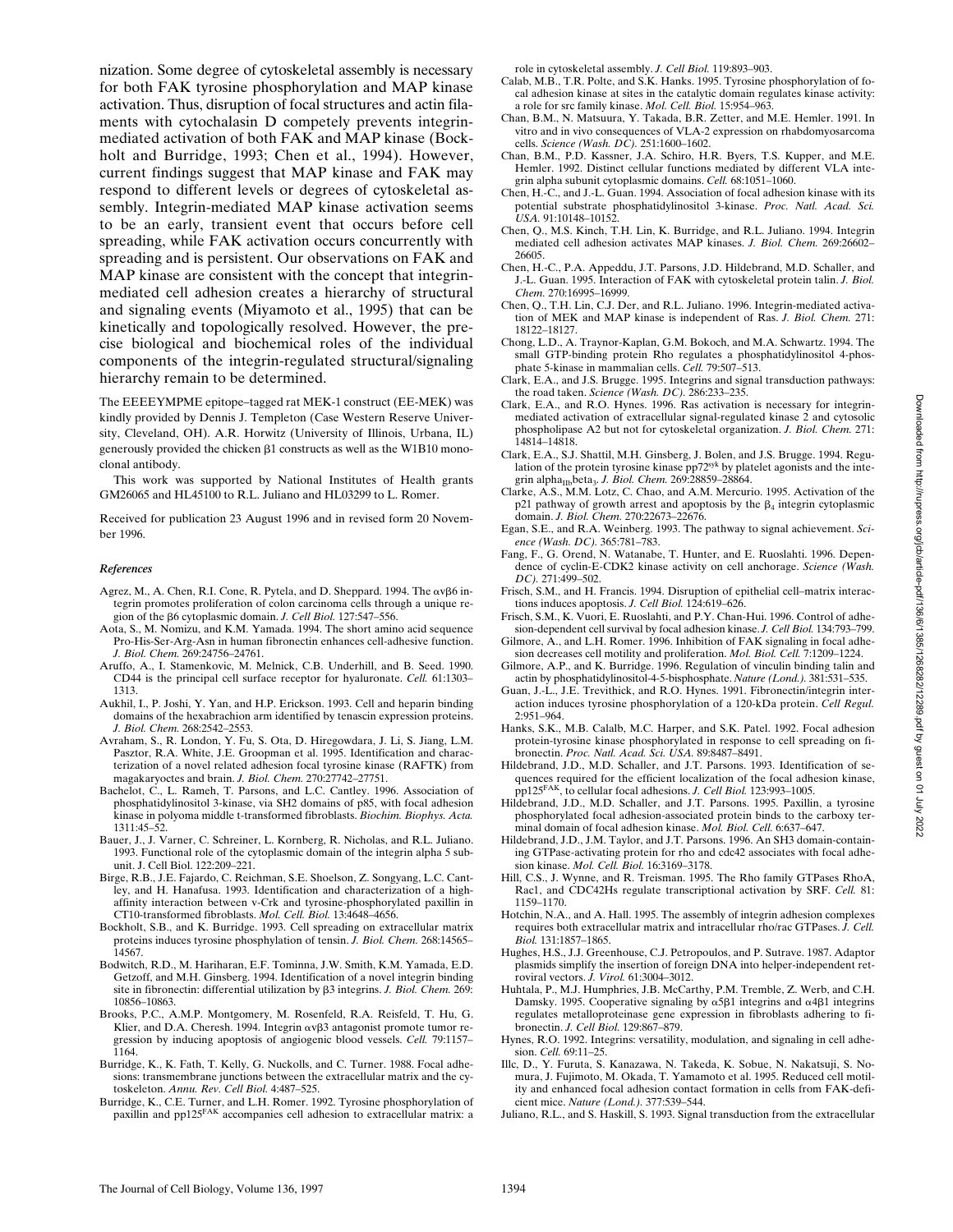nization. Some degree of cytoskeletal assembly is necessary for both FAK tyrosine phosphorylation and MAP kinase activation. Thus, disruption of focal structures and actin filaments with cytochalasin D competely prevents integrin-mediated activation of both FAK and MAP kinase (Bockholt and Burridge, 1993; Chen et al., 1994). However, current findings suggest that MAP kinase and FAK may respond to different levels or degrees of cytoskeletal assembly. Integrin-mediated MAP kinase activation seems to be an early, transient event that occurs before cell spreading, while FAK activation occurs concurrently with spreading and is persistent. Our observations on FAK and MAP kinase are consistent with the concept that integrin-mediated cell adhesion creates a hierarchy of structural and signaling events (Miyamoto et al., 1995) that can be kinetically and topologically resolved. However, the precise biological and biochemical roles of the individual components of the integrin-regulated structural/signaling hierarchy remain to be determined.

The EEEEYMPME epitope–tagged rat MEK-1 construct (EE-MEK) was kindly provided by Dennis J. Templeton (Case Western Reserve University, Cleveland, OH). A.R. Horwitz (University of Illinois, Urbana, IL) generously provided the chicken β1 constructs as well as the W1B10 monoclonal antibody.

This work was supported by National Institutes of Health grants GM26065 and HL45100 to R.L. Juliano and HL03299 to L. Romer.

Received for publication 23 August 1996 and in revised form 20 November 1996.

### *References*

Agrez, M., A. Chen, R.I. Cone, R. Pytela, and D. Sheppard. 1994. The αvβ6 integrin promotes proliferation of colon carcinoma cells through a unique region of the β6 cytoplasmic domain. *J. Cell Biol.* 127:547–556.

Aota, S., M. Nomizu, and K.M. Yamada. 1994. The short amino acid sequence Pro-His-Ser-Arg-Asn in human fibronectin enhances cell-adhesive function. *J. Biol. Chem.* 269:24756–24761.

Aruffo, A., I. Stamenkovic, M. Melnick, C.B. Underhill, and B. Seed. 1990. CD44 is the principal cell surface receptor for hyaluronate. *Cell.* 61:1303–1313.

Aukhil, I., P. Joshi, Y. Yan, and H.P. Erickson. 1993. Cell and heparin binding domains of the hexabrachion arm identified by tenascin expression proteins. *J. Biol. Chem.* 268:2542–2553.

Avraham, S., R. London, Y. Fu, S. Ota, D. Hiregowdara, J. Li, S. Jiang, L.M. Pasztor, R.A. White, J.E. Groopman et al. 1995. Identification and characterization of a novel related adhesion focal tyrosine kinase (RAFTK) from magakaryoctes and brain. *J. Biol. Chem.* 270:27742–27751.

Bachelot, C., L. Rameh, T. Parsons, and L.C. Cantley. 1996. Association of phosphatidylinositol 3-kinase, via SH2 domains of p85, with focal adhesion kinase in polyoma middle t-transformed fibroblasts. *Biochim. Biophys. Acta.* 1311:45–52.

Bauer, J., J. Varner, C. Schreiner, L. Kornberg, R. Nicholas, and R.L. Juliano. 1993. Functional role of the cytoplasmic domain of the integrin alpha 5 subunit. J. Cell Biol. 122:209–221.

Birge, R.B., J.E. Fajardo, C. Reichman, S.E. Shoelson, Z. Songyang, L.C. Cantley, and H. Hanafusa. 1993. Identification and characterization of a high-affinity interaction between v-Crk and tyrosine-phosphorylated paxillin in CT10-transformed fibroblasts. *Mol. Cell. Biol.* 13:4648–4656.

Bockholt, S.B., and K. Burridge. 1993. Cell spreading on extracellular matrix proteins induces tyrosine phosphylation of tensin. *J. Biol. Chem.* 268:14565–14567.

Bodwitch, R.D., M. Hariharan, E.F. Tominna, J.W. Smith, K.M. Yamada, E.D. Getzoff, and M.H. Ginsberg. 1994. Identification of a novel integrin binding site in fibronectin: differential utilization by β3 integrins. *J. Biol. Chem.* 269: 10856–10863.

Brooks, P.C., A.M.P. Montgomery, M. Rosenfeld, R.A. Reisfeld, T. Hu, G. Klier, and D.A. Cheresh. 1994. Integrin αvβ3 antagonist promote tumor regression by inducing apoptosis of angiogenic blood vessels. *Cell.* 79:1157–1164.

Burridge, K., K. Fath, T. Kelly, G. Nuckolls, and C. Turner. 1988. Focal adhesions: transmembrane junctions between the extracellular matrix and the cytoskeleton. *Annu. Rev. Cell Biol.* 4:487–525.

Burridge, K., C.E. Turner, and L.H. Romer. 1992. Tyrosine phosphorylation of paxillin and pp125[FAK] accompanies cell adhesion to extracellular matrix: a role in cytoskeletal assembly. *J. Cell Biol.* 119:893–903.

Calab, M.B., T.R. Polte, and S.K. Hanks. 1995. Tyrosine phosphorylation of focal adhesion kinase at sites in the catalytic domain regulates kinase activity: a role for src family kinase. *Mol. Cell. Biol.* 15:954–963.

Chan, B.M., N. Matsuura, Y. Takada, B.R. Zetter, and M.E. Hemler. 1991. In vitro and in vivo consequences of VLA-2 expression on rhabdomyosarcoma cells. *Science (Wash. DC).* 251:1600–1602.

Chan, B.M., P.D. Kassner, J.A. Schiro, H.R. Byers, T.S. Kupper, and M.E. Hemler. 1992. Distinct cellular functions mediated by different VLA integrin alpha subunit cytoplasmic domains. *Cell.* 68:1051–1060.

Chen, H.-C., and J.-L. Guan. 1994. Association of focal adhesion kinase with its potential substrate phosphatidylinositol 3-kinase. *Proc. Natl. Acad. Sci. USA.* 91:10148–10152.

Chen, Q., M.S. Kinch, T.H. Lin, K. Burridge, and R.L. Juliano. 1994. Integrin mediated cell adhesion activates MAP kinases. *J. Biol. Chem.* 269:26602–26605.

Chen, H.-C., P.A. Appeddu, J.T. Parsons, J.D. Hildebrand, M.D. Schaller, and J.-L. Guan. 1995. Interaction of FAK with cytoskeletal protein talin. *J. Biol. Chem.* 270:16995–16999.

Chen, Q., T.H. Lin, C.J. Der, and R.L. Juliano. 1996. Integrin-mediated activation of MEK and MAP kinase is independent of Ras. *J. Biol. Chem.* 271: 18122–18127.

Chong, L.D., A. Traynor-Kaplan, G.M. Bokoch, and M.A. Schwartz. 1994. The small GTP-binding protein Rho regulates a phosphatidylinositol 4-phosphate 5-kinase in mammalian cells. *Cell.* 79:507–513.

Clark, E.A., and J.S. Brugge. 1995. Integrins and signal transduction pathways: the road taken. *Science (Wash. DC).* 286:233–235.

Clark, E.A., and R.O. Hynes. 1996. Ras activation is necessary for integrin-mediated activation of extracellular signal-regulated kinase 2 and cytosolic phospholipase A2 but not for cytoskeletal organization. *J. Biol. Chem.* 271: 14814–14818.

Clark, E.A., S.J. Shattil, M.H. Ginsberg, J. Bolen, and J.S. Brugge. 1994. Regulation of the protein tyrosine kinase pp72[syk] by platelet agonists and the integrin $\text{alpha}_{\text{IIb}}\text{beta}_3$. *J. Biol. Chem.* 269:28859–28864.

Clarke, A.S., M.M. Lotz, C. Chao, and A.M. Mercurio. 1995. Activation of the p21 pathway of growth arrest and apoptosis by the $\beta_4$ integrin cytoplasmic domain. *J. Biol. Chem.* 270:22673–22676.

Egan, S.E., and R.A. Weinberg. 1993. The pathway to signal achievement. *Science (Wash. DC).* 365:781–783.

Fang, F., G. Orend, N. Watanabe, T. Hunter, and E. Ruoslahti. 1996. Dependence of cyclin-E-CDK2 kinase activity on cell anchorage. *Science (Wash. DC).* 271:499–502.

Frisch, S.M., and H. Francis. 1994. Disruption of epithelial cell–matrix interactions induces apoptosis. *J. Cell Biol.* 124:619–626.

Frisch, S.M., K. Vuori, E. Ruoslahti, and P.Y. Chan-Hui. 1996. Control of adhesion-dependent cell survival by focal adhesion kinase. *J. Cell Biol.* 134:793–799.

Gilmore, A., and L.H. Romer. 1996. Inhibition of FAK signaling in focal adhesion decreases cell motility and proliferation. *Mol. Biol. Cell.* 7:1209–1224.

Gilmore, A.P., and K. Burridge. 1996. Regulation of vinculin binding talin and actin by phosphatidylinositol-4-5-bisphosphate. *Nature (Lond.).* 381:531–535.

Guan, J.-L., J.E. Trevithick, and R.O. Hynes. 1991. Fibronectin/integrin interaction induces tyrosine phosphorylation of a 120-kDa protein. *Cell Regul.* 2:951–964.

Hanks, S.K., M.B. Calalb, M.C. Harper, and S.K. Patel. 1992. Focal adhesion protein-tyrosine kinase phosphorylated in response to cell spreading on fibronectin. *Proc. Natl. Acad. Sci. USA.* 89:8487–8491.

Hildebrand, J.D., M.D. Schaller, and J.T. Parsons. 1993. Identification of sequences required for the efficient localization of the focal adhesion kinase, pp125[FAK], to cellular focal adhesions. *J. Cell Biol.* 123:993–1005.

Hildebrand, J.D., M.D. Schaller, and J.T. Parsons. 1995. Paxillin, a tyrosine phosphorylated focal adhesion-associated protein binds to the carboxy terminal domain of focal adhesion kinase. *Mol. Biol. Cell.* 6:637–647.

Hildebrand, J.D., J.M. Taylor, and J.T. Parsons. 1996. An SH3 domain-containing GTPase-activating protein for rho and cdc42 associates with focal adhesion kinase. *Mol. Cell. Biol.* 16:3169–3178.

Hill, C.S., J. Wynne, and R. Treisman. 1995. The Rho family GTPases RhoA, Rac1, and CDC42Hs regulate transcriptional activation by SRF. *Cell.* 81: 1159–1170.

Hotchin, N.A., and A. Hall. 1995. The assembly of integrin adhesion complexes requires both extracellular matrix and intracellular rho/rac GTPases. *J. Cell. Biol.* 131:1857–1865.

Hughes, H.S., J.J. Greenhouse, C.J. Petropoulos, and P. Sutrave. 1987. Adaptor plasmids simplify the insertion of foreign DNA into helper-independent retroviral vectors. *J. Virol.* 61:3004–3012.

Huhtala, P., M.J. Humphries, J.B. McCarthy, P.M. Tremble, Z. Werb, and C.H. Damsky. 1995. Cooperative signaling by α5β1 integrins and α4β1 integrins regulates metalloproteinase gene expression in fibroblasts adhering to fibronectin. *J. Cell Biol.* 129:867–879.

Hynes, R.O. 1992. Integrins: versatility, modulation, and signaling in cell adhesion. *Cell.* 69:11–25.

Illc, D., Y. Furuta, S. Kanazawa, N. Takeda, K. Sobue, N. Nakatsuji, S. Nomura, J. Fujimoto, M. Okada, T. Yamamoto et al. 1995. Reduced cell motility and enhanced focal adhesion contact formation in cells from FAK-deficient mice. *Nature (Lond.).* 377:539–544.

Juliano, R.L., and S. Haskill, S. 1993. Signal transduction from the extracellular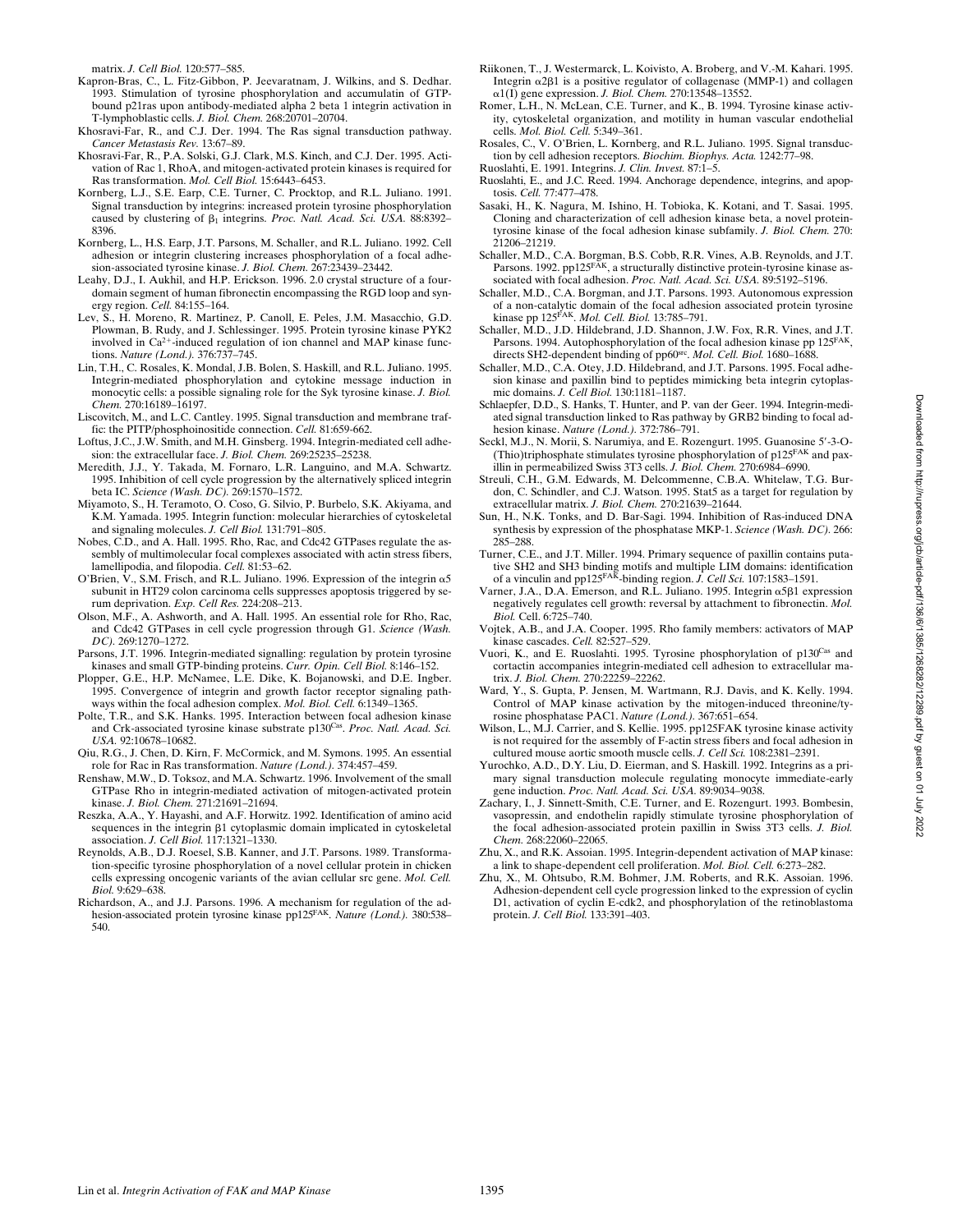matrix. *J. Cell Biol.* 120:577–585.

Kapron-Bras, C., L. Fitz-Gibbon, P. Jeevaratnam, J. Wilkins, and S. Dedhar. 1993. Stimulation of tyrosine phosphorylation and accumulation of GTP-bound p21ras upon antibody-mediated alpha 2 beta 1 integrin activation in T-lymphoblastic cells. *J. Biol. Chem.* 268:20701–20704.

Khosravi-Far, R., and C.J. Der. 1994. The Ras signal transduction pathway. *Cancer Metastasis Rev.* 13:67–89.

Khosravi-Far, R., P.A. Solski, G.J. Clark, M.S. Kinch, and C.J. Der. 1995. Activation of Rac 1, RhoA, and mitogen-activated protein kinases is required for Ras transformation. *Mol. Cell Biol.* 15:6443–6453.

Kornberg, L.J., S.E. Earp, C.E. Turner, C. Procktop, and R.L. Juliano. 1991. Signal transduction by integrins: increased protein tyrosine phosphorylation caused by clustering of $\beta_1$ integrins. *Proc. Natl. Acad. Sci. USA.* 88:8392–8396.

Kornberg, L., H.S. Earp, J.T. Parsons, M. Schaller, and R.L. Juliano. 1992. Cell adhesion or integrin clustering increases phosphorylation of a focal adhesion-associated tyrosine kinase. *J. Biol. Chem.* 267:23439–23442.

Leahy, D.J., I. Aukhil, and H.P. Erickson. 1996. 2.0 crystal structure of a four-domain segment of human fibronectin encompassing the RGD loop and synergy region. *Cell.* 84:155–164.

Lev, S., H. Moreno, R. Martinez, P. Canoll, E. Peles, J.M. Masacchio, G.D. Plowman, B. Rudy, and J. Schlessinger. 1995. Protein tyrosine kinase PYK2 involved in $Ca^{2+}$-induced regulation of ion channel and MAP kinase functions. *Nature (Lond.).* 376:737–745.

Lin, T.H., C. Rosales, K. Mondal, J.B. Bolen, S. Haskill, and R.L. Juliano. 1995. Integrin-mediated phosphorylation and cytokine message induction in monocytic cells: a possible signaling role for the Syk tyrosine kinase. *J. Biol. Chem.* 270:16189–16197.

Liscovitch, M., and L.C. Cantley. 1995. Signal transduction and membrane traffic: the PITP/phosphoinositide connection. *Cell.* 81:659-662.

Loftus, J.C., J.W. Smith, and M.H. Ginsberg. 1994. Integrin-mediated cell adhesion: the extracellular face. *J. Biol. Chem.* 269:25235–25238.

Meredith, J.J., Y. Takada, M. Fornaro, L.R. Languino, and M.A. Schwartz. 1995. Inhibition of cell cycle progression by the alternatively spliced integrin beta IC. *Science (Wash. DC).* 269:1570–1572.

Miyamoto, S., H. Teramoto, O. Coso, G. Silvio, P. Burbelo, S.K. Akiyama, and K.M. Yamada. 1995. Integrin function: molecular hierarchies of cytoskeletal and signaling molecules. *J. Cell Biol.* 131:791–805.

Nobes, C.D., and A. Hall. 1995. Rho, Rac, and Cdc42 GTPases regulate the assembly of multimolecular focal complexes associated with actin stress fibers, lamellipodia, and filopodia. *Cell.* 81:53–62.

O'Brien, V., S.M. Frisch, and R.L. Juliano. 1996. Expression of the integrin $\alpha5$ subunit in HT29 colon carcinoma cells suppresses apoptosis triggered by serum deprivation. *Exp. Cell Res.* 224:208–213.

Olson, M.F., A. Ashworth, and A. Hall. 1995. An essential role for Rho, Rac, and Cdc42 GTPases in cell cycle progression through G1. *Science (Wash. DC).* 269:1270–1272.

Parsons, J.T. 1996. Integrin-mediated signalling: regulation by protein tyrosine kinases and small GTP-binding proteins. *Curr. Opin. Cell Biol.* 8:146–152.

Plopper, G.E., H.P. McNamee, L.E. Dike, K. Bojanowski, and D.E. Ingber. 1995. Convergence of integrin and growth factor receptor signaling pathways within the focal adhesion complex. *Mol. Biol. Cell.* 6:1349–1365.

Polte, T.R., and S.K. Hanks. 1995. Interaction between focal adhesion kinase and Crk-associated tyrosine kinase substrate $p130^{Cas}$. *Proc. Natl. Acad. Sci. USA.* 92:10678–10682.

Qiu, R.G., J. Chen, D. Kirn, F. McCormick, and M. Symons. 1995. An essential role for Rac in Ras transformation. *Nature (Lond.).* 374:457–459.

Renshaw, M.W., D. Toksoz, and M.A. Schwartz. 1996. Involvement of the small GTPase Rho in integrin-mediated activation of mitogen-activated protein kinase. *J. Biol. Chem.* 271:21691–21694.

Reszka, A.A., Y. Hayashi, and A.F. Horwitz. 1992. Identification of amino acid sequences in the integrin $\beta1$ cytoplasmic domain implicated in cytoskeletal association. *J. Cell Biol.* 117:1321–1330.

Reynolds, A.B., D.J. Roesel, S.B. Kanner, and J.T. Parsons. 1989. Transformation-specific tyrosine phosphorylation of a novel cellular protein in chicken cells expressing oncogenic variants of the avian cellular src gene. *Mol. Cell. Biol.* 9:629–638.

Richardson, A., and J.T. Parsons. 1996. A mechanism for regulation of the adhesion-associated protein tyrosine kinase $pp125^{FAK}$. *Nature (Lond.).* 380:538–540.

Riikonen, T., J. Westermarck, L. Koivisto, A. Broberg, and V.-M. Kahari. 1995. Integrin $\alpha2\beta1$ is a positive regulator of collagenase (MMP-1) and collagen $\alpha1$(I) gene expression. *J. Biol. Chem.* 270:13548–13552.

Romer, L.H., N. McLean, C.E. Turner, and K., B. 1994. Tyrosine kinase activity, cytoskeletal organization, and motility in human vascular endothelial cells. *Mol. Biol. Cell.* 5:349–361.

Rosales, C., V. O'Brien, L. Kornberg, and R.L. Juliano. 1995. Signal transduction by cell adhesion receptors. *Biochim. Biophys. Acta.* 1242:77–98.

Ruoslahti, E. 1991. Integrins. *J. Clin. Invest.* 87:1–5.

Ruoslahti, E., and J.C. Reed. 1994. Anchorage dependence, integrins, and apoptosis. *Cell.* 77:477–478.

Sasaki, H., K. Nagura, M. Ishino, H. Tobioka, K. Kotani, and T. Sasai. 1995. Cloning and characterization of cell adhesion kinase beta, a novel protein-tyrosine kinase of the focal adhesion kinase subfamily. *J. Biol. Chem.* 270: 21206–21219.

Schaller, M.D., C.A. Borgman, B.S. Cobb, R.R. Vines, A.B. Reynolds, and J.T. Parsons. 1992. $pp125^{FAK}$, a structurally distinctive protein-tyrosine kinase associated with focal adhesion. *Proc. Natl. Acad. Sci. USA.* 89:5192–5196.

Schaller, M.D., C.A. Borgman, and J.T. Parsons. 1993. Autonomous expression of a non-catalytic domain of the focal adhesion associated protein tyrosine kinase pp $125^{FAK}$. *Mol. Cell. Biol.* 13:785–791.

Schaller, M.D., J.D. Hildebrand, J.D. Shannon, J.W. Fox, R.R. Vines, and J.T. Parsons. 1994. Autophosphorylation of the focal adhesion kinase pp $125^{FAK}$, directs SH2-dependent binding of $pp60^{src}$. *Mol. Cell. Biol.* 1680–1688.

Schaller, M.D., C.A. Otey, J.D. Hildebrand, and J.T. Parsons. 1995. Focal adhesion kinase and paxillin bind to peptides mimicking beta integrin cytoplasmic domains. *J. Cell Biol.* 130:1181–1187.

Schlaepfer, D.D., S. Hanks, T. Hunter, and P. van der Geer. 1994. Integrin-mediated signal transduction linked to Ras pathway by GRB2 binding to focal adhesion kinase. *Nature (Lond.).* 372:786–791.

Seckl, M.J., N. Morii, S. Narumiya, and E. Rozengurt. 1995. Guanosine 5′-3-O-(Thio)triphosphate stimulates tyrosine phosphorylation of $p125^{FAK}$ and paxillin in permeabilized Swiss 3T3 cells. *J. Biol. Chem.* 270:6984–6990.

Streuli, C.H., G.M. Edwards, M. Delcommenne, C.B.A. Whitelaw, T.G. Burdon, C. Schindler, and C.J. Watson. 1995. Stat5 as a target for regulation by extracellular matrix. *J. Biol. Chem.* 270:21639–21644.

Sun, H., N.K. Tonks, and D. Bar-Sagi. 1994. Inhibition of Ras-induced DNA synthesis by expression of the phosphatase MKP-1. *Science (Wash. DC).* 266: 285–288.

Turner, C.E., and J.T. Miller. 1994. Primary sequence of paxillin contains putative SH2 and SH3 binding motifs and multiple LIM domains: identification of a vinculin and $pp125^{FAK}$-binding region. *J. Cell Sci.* 107:1583–1591.

Varner, J.A., D.A. Emerson, and R.L. Juliano. 1995. Integrin $\alpha5\beta1$ expression negatively regulates cell growth: reversal by attachment to fibronectin. *Mol. Biol.* Cell. 6:725–740.

Vojtek, A.B., and J.A. Cooper. 1995. Rho family members: activators of MAP kinase cascades. *Cell.* 82:527–529.

Vuori, K., and E. Ruoslahti. 1995. Tyrosine phosphorylation of $p130^{Cas}$ and cortactin accompanies integrin-mediated cell adhesion to extracellular matrix. *J. Biol. Chem.* 270:22259–22262.

Ward, Y., S. Gupta, P. Jensen, M. Wartmann, R.J. Davis, and K. Kelly. 1994. Control of MAP kinase activation by the mitogen-induced threonine/tyrosine phosphatase PAC1. *Nature (Lond.).* 367:651–654.

Wilson, L., M.J. Carrier, and S. Kellie. 1995. pp125FAK tyrosine kinase activity is not required for the assembly of F-actin stress fibers and focal adhesion in cultured mouse aortic smooth muscle cells. *J. Cell Sci.* 108:2381–2391.

Yurochko, A.D., D.Y. Liu, D. Eierman, and S. Haskill. 1992. Integrins as a primary signal transduction molecule regulating monocyte immediate-early gene induction. *Proc. Natl. Acad. Sci. USA.* 89:9034–9038.

Zachary, I., J. Sinnett-Smith, C.E. Turner, and E. Rozengurt. 1993. Bombesin, vasopressin, and endothelin rapidly stimulate tyrosine phosphorylation of the focal adhesion-associated protein paxillin in Swiss 3T3 cells. *J. Biol. Chem.* 268:22060–22065.

Zhu, X., and R.K. Assoian. 1995. Integrin-dependent activation of MAP kinase: a link to shape-dependent cell proliferation. *Mol. Biol. Cell.* 6:273–282.

Zhu, X., M. Ohtsubo, R.M. Bohmer, J.M. Roberts, and R.K. Assoian. 1996. Adhesion-dependent cell cycle progression linked to the expression of cyclin D1, activation of cyclin E-cdk2, and phosphorylation of the retinoblastoma protein. *J. Cell Biol.* 133:391–403.